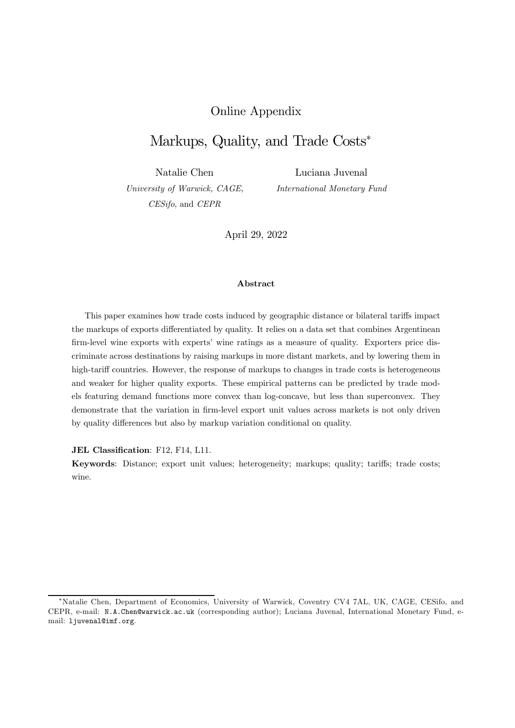Online Appendix

# Markups, Quality, and Trade Costs*

Natalie Chen
*University of Warwick, CAGE, CESifo*, and *CEPR*

Luciana Juvenal
*International Monetary Fund*

April 29, 2022

**Abstract**

This paper examines how trade costs induced by geographic distance or bilateral tariffs impact the markups of exports differentiated by quality. It relies on a data set that combines Argentinean firm-level wine exports with experts' wine ratings as a measure of quality. Exporters price discriminate across destinations by raising markups in more distant markets, and by lowering them in high-tariff countries. However, the response of markups to changes in trade costs is heterogeneous and weaker for higher quality exports. These empirical patterns can be predicted by trade models featuring demand functions more convex than log-concave, but less than superconvex. They demonstrate that the variation in firm-level export unit values across markets is not only driven by quality differences but also by markup variation conditional on quality.

**JEL Classification**: F12, F14, L11.

**Keywords**: Distance; export unit values; heterogeneity; markups; quality; tariffs; trade costs; wine.

---

*Natalie Chen, Department of Economics, University of Warwick, Coventry CV4 7AL, UK, CAGE, CESifo, and CEPR, e-mail: N.A.Chen@warwick.ac.uk (corresponding author); Luciana Juvenal, International Monetary Fund, e-mail: ljuvenal@imf.org.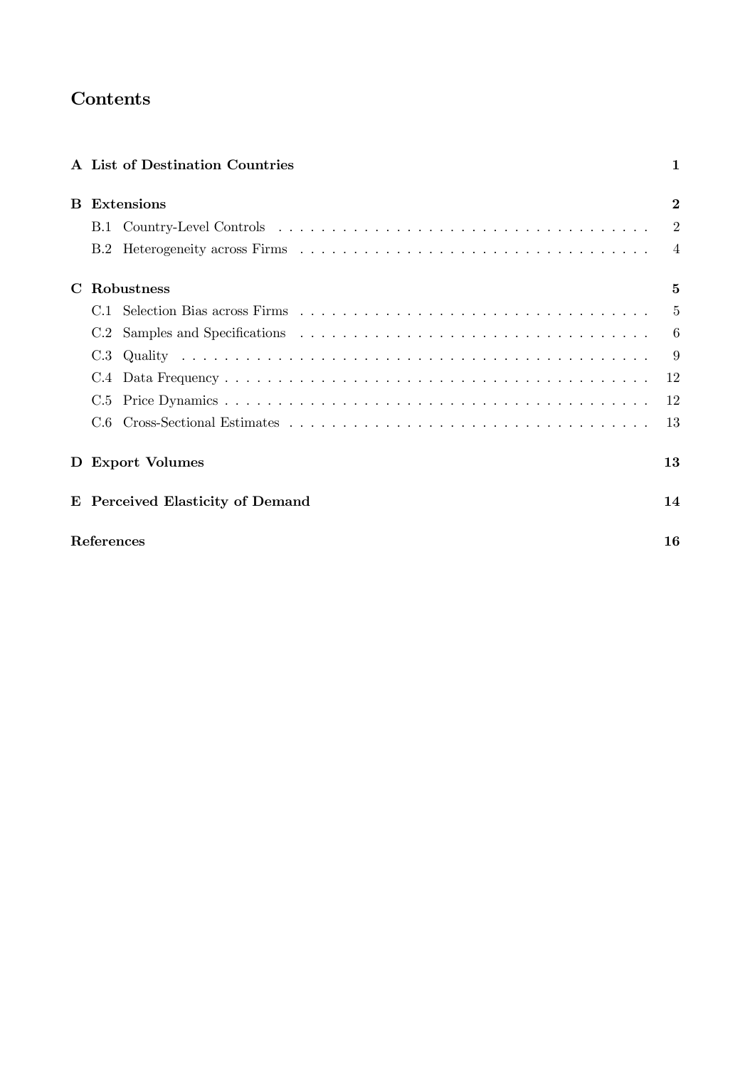# Contents

**A List of Destination Countries** — **1**

**B Extensions** — **2**

- B.1 Country-Level Controls — 2
- B.2 Heterogeneity across Firms — 4

**C Robustness** — **5**

- C.1 Selection Bias across Firms — 5
- C.2 Samples and Specifications — 6
- C.3 Quality — 9
- C.4 Data Frequency — 12
- C.5 Price Dynamics — 12
- C.6 Cross-Sectional Estimates — 13

**D Export Volumes** — **13**

**E Perceived Elasticity of Demand** — **14**

**References** — **16**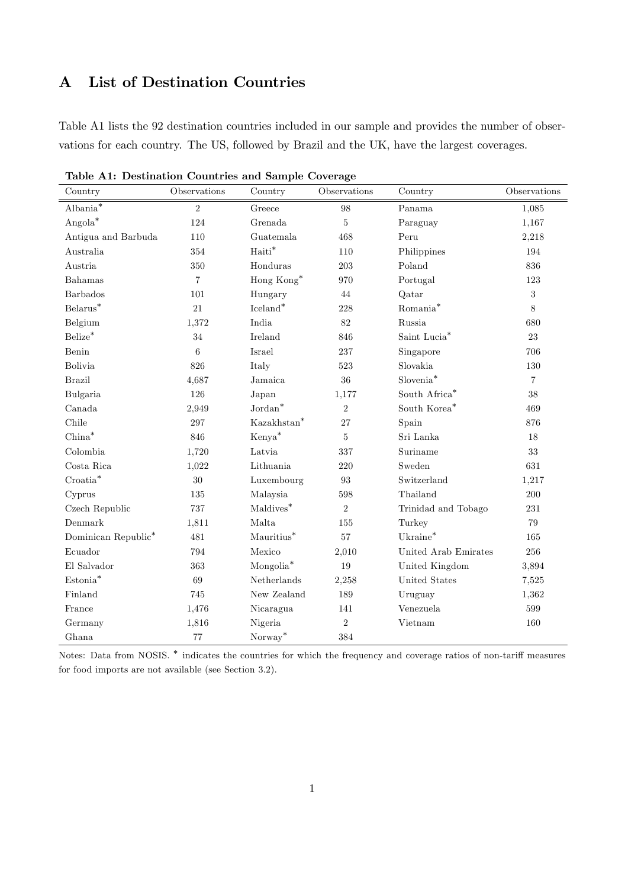# A List of Destination Countries

Table A1 lists the 92 destination countries included in our sample and provides the number of observations for each country. The US, followed by Brazil and the UK, have the largest coverages.

**Table A1: Destination Countries and Sample Coverage**

| Country | Observations | Country | Observations | Country | Observations |
|---|---|---|---|---|---|
| Albania* | 2 | Greece | 98 | Panama | 1,085 |
| Angola* | 124 | Grenada | 5 | Paraguay | 1,167 |
| Antigua and Barbuda | 110 | Guatemala | 468 | Peru | 2,218 |
| Australia | 354 | Haiti* | 110 | Philippines | 194 |
| Austria | 350 | Honduras | 203 | Poland | 836 |
| Bahamas | 7 | Hong Kong* | 970 | Portugal | 123 |
| Barbados | 101 | Hungary | 44 | Qatar | 3 |
| Belarus* | 21 | Iceland* | 228 | Romania* | 8 |
| Belgium | 1,372 | India | 82 | Russia | 680 |
| Belize* | 34 | Ireland | 846 | Saint Lucia* | 23 |
| Benin | 6 | Israel | 237 | Singapore | 706 |
| Bolivia | 826 | Italy | 523 | Slovakia | 130 |
| Brazil | 4,687 | Jamaica | 36 | Slovenia* | 7 |
| Bulgaria | 126 | Japan | 1,177 | South Africa* | 38 |
| Canada | 2,949 | Jordan* | 2 | South Korea* | 469 |
| Chile | 297 | Kazakhstan* | 27 | Spain | 876 |
| China* | 846 | Kenya* | 5 | Sri Lanka | 18 |
| Colombia | 1,720 | Latvia | 337 | Suriname | 33 |
| Costa Rica | 1,022 | Lithuania | 220 | Sweden | 631 |
| Croatia* | 30 | Luxembourg | 93 | Switzerland | 1,217 |
| Cyprus | 135 | Malaysia | 598 | Thailand | 200 |
| Czech Republic | 737 | Maldives* | 2 | Trinidad and Tobago | 231 |
| Denmark | 1,811 | Malta | 155 | Turkey | 79 |
| Dominican Republic* | 481 | Mauritius* | 57 | Ukraine* | 165 |
| Ecuador | 794 | Mexico | 2,010 | United Arab Emirates | 256 |
| El Salvador | 363 | Mongolia* | 19 | United Kingdom | 3,894 |
| Estonia* | 69 | Netherlands | 2,258 | United States | 7,525 |
| Finland | 745 | New Zealand | 189 | Uruguay | 1,362 |
| France | 1,476 | Nicaragua | 141 | Venezuela | 599 |
| Germany | 1,816 | Nigeria | 2 | Vietnam | 160 |
| Ghana | 77 | Norway* | 384 | | |

Notes: Data from NOSIS. * indicates the countries for which the frequency and coverage ratios of non-tariff measures for food imports are not available (see Section 3.2).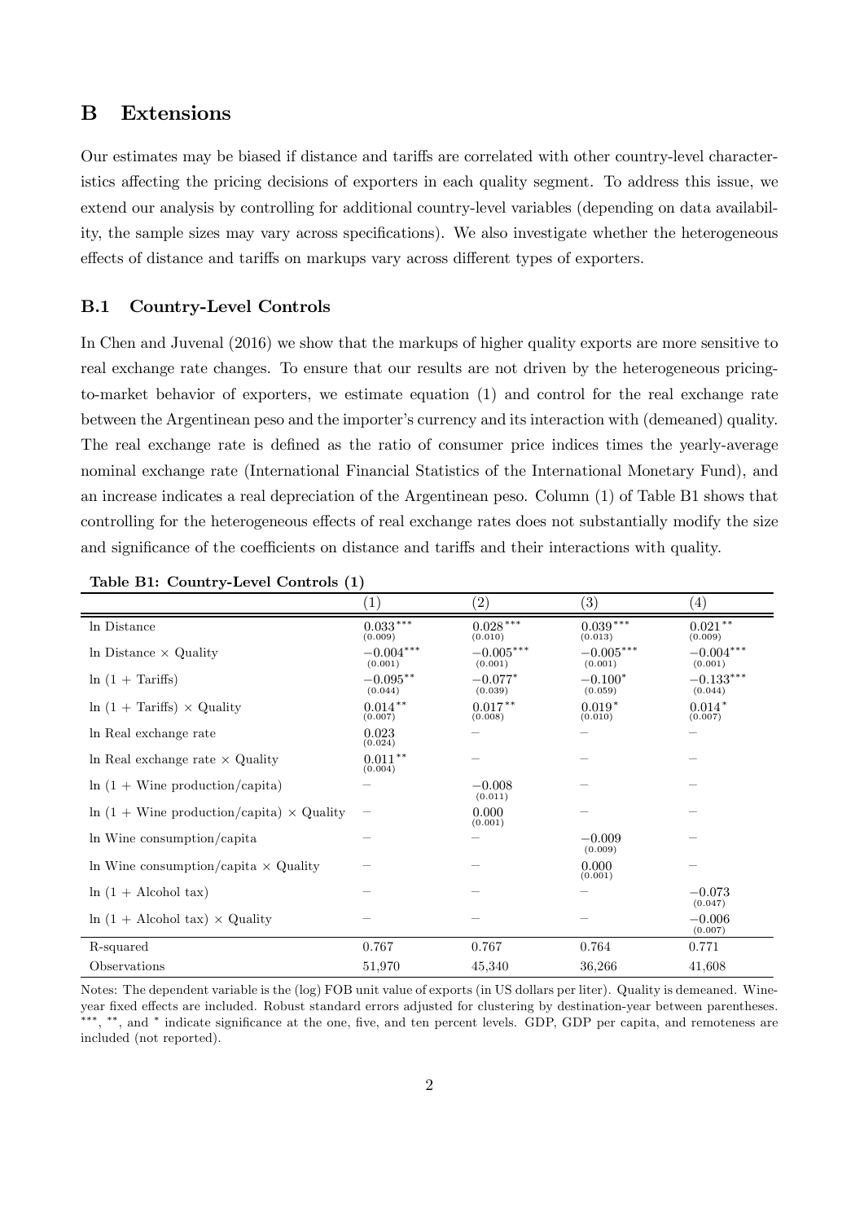# B Extensions

Our estimates may be biased if distance and tariffs are correlated with other country-level characteristics affecting the pricing decisions of exporters in each quality segment. To address this issue, we extend our analysis by controlling for additional country-level variables (depending on data availability, the sample sizes may vary across specifications). We also investigate whether the heterogeneous effects of distance and tariffs on markups vary across different types of exporters.

## B.1 Country-Level Controls

In Chen and Juvenal (2016) we show that the markups of higher quality exports are more sensitive to real exchange rate changes. To ensure that our results are not driven by the heterogeneous pricing-to-market behavior of exporters, we estimate equation (1) and control for the real exchange rate between the Argentinean peso and the importer's currency and its interaction with (demeaned) quality. The real exchange rate is defined as the ratio of consumer price indices times the yearly-average nominal exchange rate (International Financial Statistics of the International Monetary Fund), and an increase indicates a real depreciation of the Argentinean peso. Column (1) of Table B1 shows that controlling for the heterogeneous effects of real exchange rates does not substantially modify the size and significance of the coefficients on distance and tariffs and their interactions with quality.

**Table B1: Country-Level Controls (1)**

| | (1) | (2) | (3) | (4) |
|---|---|---|---|---|
| ln Distance | $0.033^{***}$ (0.009) | $0.028^{***}$ (0.010) | $0.039^{***}$ (0.013) | $0.021^{**}$ (0.009) |
| ln Distance × Quality | $-0.004^{***}$ (0.001) | $-0.005^{***}$ (0.001) | $-0.005^{***}$ (0.001) | $-0.004^{***}$ (0.001) |
| ln (1 + Tariffs) | $-0.095^{**}$ (0.044) | $-0.077^{*}$ (0.039) | $-0.100^{*}$ (0.059) | $-0.133^{***}$ (0.044) |
| ln (1 + Tariffs) × Quality | $0.014^{**}$ (0.007) | $0.017^{**}$ (0.008) | $0.019^{*}$ (0.010) | $0.014^{*}$ (0.007) |
| ln Real exchange rate | 0.023 (0.024) | – | – | – |
| ln Real exchange rate × Quality | $0.011^{**}$ (0.004) | – | – | – |
| ln (1 + Wine production/capita) | – | −0.008 (0.011) | – | – |
| ln (1 + Wine production/capita) × Quality | – | 0.000 (0.001) | – | – |
| ln Wine consumption/capita | – | – | −0.009 (0.009) | – |
| ln Wine consumption/capita × Quality | – | – | 0.000 (0.001) | – |
| ln (1 + Alcohol tax) | – | – | – | −0.073 (0.047) |
| ln (1 + Alcohol tax) × Quality | – | – | – | −0.006 (0.007) |
| R-squared | 0.767 | 0.767 | 0.764 | 0.771 |
| Observations | 51,970 | 45,340 | 36,266 | 41,608 |

Notes: The dependent variable is the (log) FOB unit value of exports (in US dollars per liter). Quality is demeaned. Wine-year fixed effects are included. Robust standard errors adjusted for clustering by destination-year between parentheses. $^{***}$, $^{**}$, and $^{*}$ indicate significance at the one, five, and ten percent levels. GDP, GDP per capita, and remoteness are included (not reported).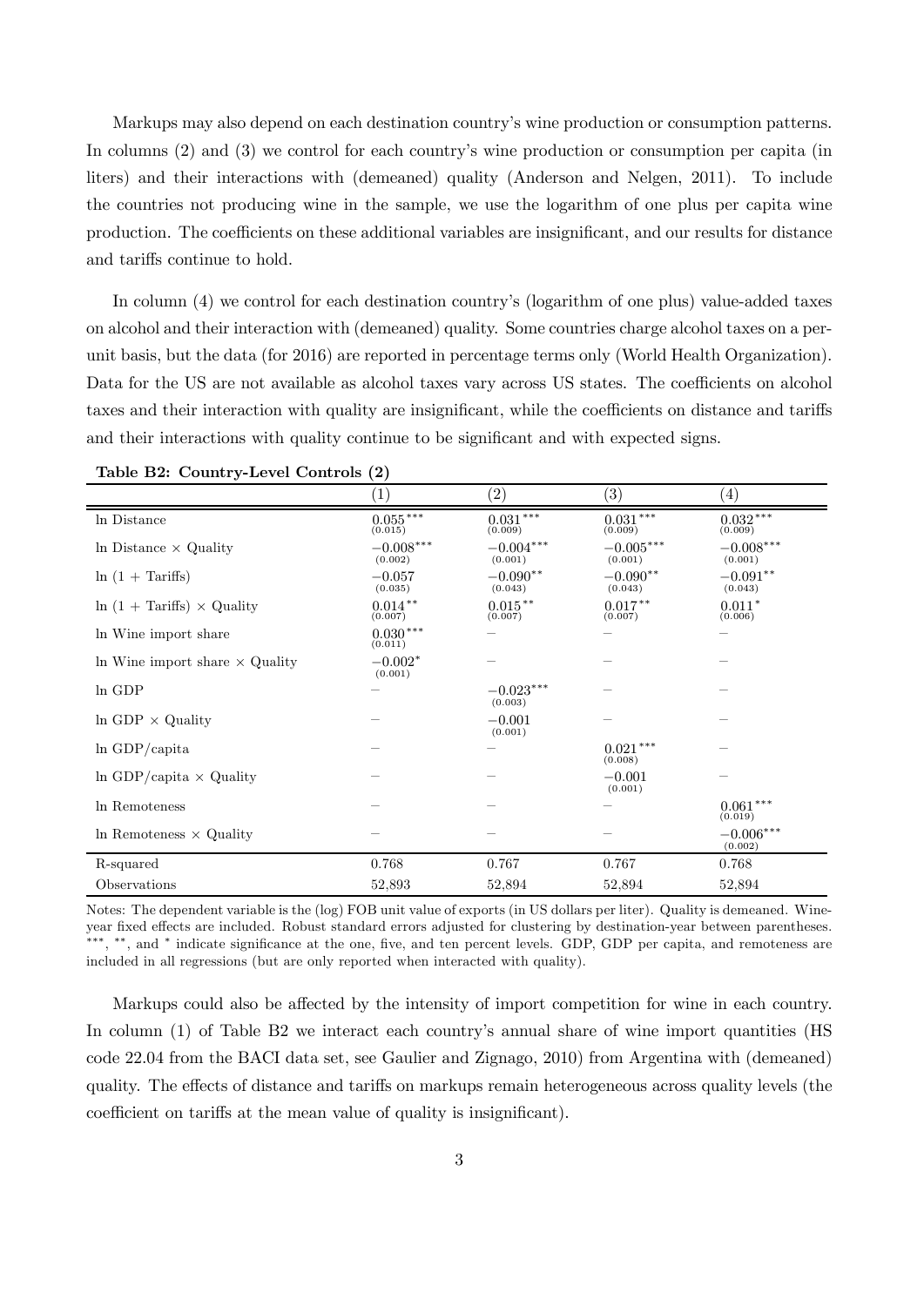Markups may also depend on each destination country's wine production or consumption patterns. In columns (2) and (3) we control for each country's wine production or consumption per capita (in liters) and their interactions with (demeaned) quality (Anderson and Nelgen, 2011). To include the countries not producing wine in the sample, we use the logarithm of one plus per capita wine production. The coefficients on these additional variables are insignificant, and our results for distance and tariffs continue to hold.

In column (4) we control for each destination country's (logarithm of one plus) value-added taxes on alcohol and their interaction with (demeaned) quality. Some countries charge alcohol taxes on a per-unit basis, but the data (for 2016) are reported in percentage terms only (World Health Organization). Data for the US are not available as alcohol taxes vary across US states. The coefficients on alcohol taxes and their interaction with quality are insignificant, while the coefficients on distance and tariffs and their interactions with quality continue to be significant and with expected signs.

**Table B2: Country-Level Controls (2)**

| | (1) | (2) | (3) | (4) |
|---|---|---|---|---|
| ln Distance | $0.055^{***}$ (0.015) | $0.031^{***}$ (0.009) | $0.031^{***}$ (0.009) | $0.032^{***}$ (0.009) |
| ln Distance × Quality | $-0.008^{***}$ (0.002) | $-0.004^{***}$ (0.001) | $-0.005^{***}$ (0.001) | $-0.008^{***}$ (0.001) |
| ln (1 + Tariffs) | $-0.057$ (0.035) | $-0.090^{**}$ (0.043) | $-0.090^{**}$ (0.043) | $-0.091^{**}$ (0.043) |
| ln (1 + Tariffs) × Quality | $0.014^{**}$ (0.007) | $0.015^{**}$ (0.007) | $0.017^{**}$ (0.007) | $0.011^{*}$ (0.006) |
| ln Wine import share | $0.030^{***}$ (0.011) | – | – | – |
| ln Wine import share × Quality | $-0.002^{*}$ (0.001) | – | – | – |
| ln GDP | – | $-0.023^{***}$ (0.003) | – | – |
| ln GDP × Quality | – | $-0.001$ (0.001) | – | – |
| ln GDP/capita | – | – | $0.021^{***}$ (0.008) | – |
| ln GDP/capita × Quality | – | – | $-0.001$ (0.001) | – |
| ln Remoteness | – | – | – | $0.061^{***}$ (0.019) |
| ln Remoteness × Quality | – | – | – | $-0.006^{***}$ (0.002) |
| R-squared | 0.768 | 0.767 | 0.767 | 0.768 |
| Observations | 52,893 | 52,894 | 52,894 | 52,894 |

Notes: The dependent variable is the (log) FOB unit value of exports (in US dollars per liter). Quality is demeaned. Wine-year fixed effects are included. Robust standard errors adjusted for clustering by destination-year between parentheses. ***, **, and * indicate significance at the one, five, and ten percent levels. GDP, GDP per capita, and remoteness are included in all regressions (but are only reported when interacted with quality).

Markups could also be affected by the intensity of import competition for wine in each country. In column (1) of Table B2 we interact each country's annual share of wine import quantities (HS code 22.04 from the BACI data set, see Gaulier and Zignago, 2010) from Argentina with (demeaned) quality. The effects of distance and tariffs on markups remain heterogeneous across quality levels (the coefficient on tariffs at the mean value of quality is insignificant).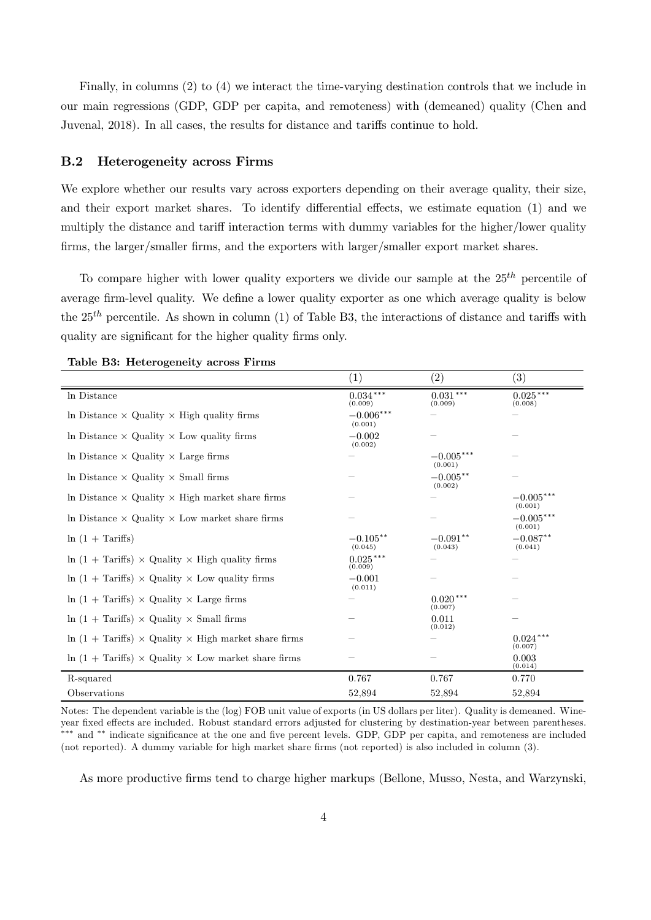Finally, in columns (2) to (4) we interact the time-varying destination controls that we include in our main regressions (GDP, GDP per capita, and remoteness) with (demeaned) quality (Chen and Juvenal, 2018). In all cases, the results for distance and tariffs continue to hold.

### B.2 Heterogeneity across Firms

We explore whether our results vary across exporters depending on their average quality, their size, and their export market shares. To identify differential effects, we estimate equation (1) and we multiply the distance and tariff interaction terms with dummy variables for the higher/lower quality firms, the larger/smaller firms, and the exporters with larger/smaller export market shares.

To compare higher with lower quality exporters we divide our sample at the $25^{th}$ percentile of average firm-level quality. We define a lower quality exporter as one which average quality is below the $25^{th}$ percentile. As shown in column (1) of Table B3, the interactions of distance and tariffs with quality are significant for the higher quality firms only.

**Table B3: Heterogeneity across Firms**

| | (1) | (2) | (3) |
|---|---|---|---|
| ln Distance | $0.034^{***}$ (0.009) | $0.031^{***}$ (0.009) | $0.025^{***}$ (0.008) |
| ln Distance × Quality × High quality firms | $-0.006^{***}$ (0.001) | – | – |
| ln Distance × Quality × Low quality firms | $-0.002$ (0.002) | – | – |
| ln Distance × Quality × Large firms | – | $-0.005^{***}$ (0.001) | – |
| ln Distance × Quality × Small firms | – | $-0.005^{**}$ (0.002) | – |
| ln Distance × Quality × High market share firms | – | – | $-0.005^{***}$ (0.001) |
| ln Distance × Quality × Low market share firms | – | – | $-0.005^{***}$ (0.001) |
| ln (1 + Tariffs) | $-0.105^{**}$ (0.045) | $-0.091^{**}$ (0.043) | $-0.087^{**}$ (0.041) |
| ln (1 + Tariffs) × Quality × High quality firms | $0.025^{***}$ (0.009) | – | – |
| ln (1 + Tariffs) × Quality × Low quality firms | $-0.001$ (0.011) | – | – |
| ln (1 + Tariffs) × Quality × Large firms | – | $0.020^{***}$ (0.007) | – |
| ln (1 + Tariffs) × Quality × Small firms | – | 0.011 (0.012) | – |
| ln (1 + Tariffs) × Quality × High market share firms | – | – | $0.024^{***}$ (0.007) |
| ln (1 + Tariffs) × Quality × Low market share firms | – | – | 0.003 (0.014) |
| R-squared | 0.767 | 0.767 | 0.770 |
| Observations | 52,894 | 52,894 | 52,894 |

Notes: The dependent variable is the (log) FOB unit value of exports (in US dollars per liter). Quality is demeaned. Wine-year fixed effects are included. Robust standard errors adjusted for clustering by destination-year between parentheses. $^{***}$ and $^{**}$ indicate significance at the one and five percent levels. GDP, GDP per capita, and remoteness are included (not reported). A dummy variable for high market share firms (not reported) is also included in column (3).

As more productive firms tend to charge higher markups (Bellone, Musso, Nesta, and Warzynski,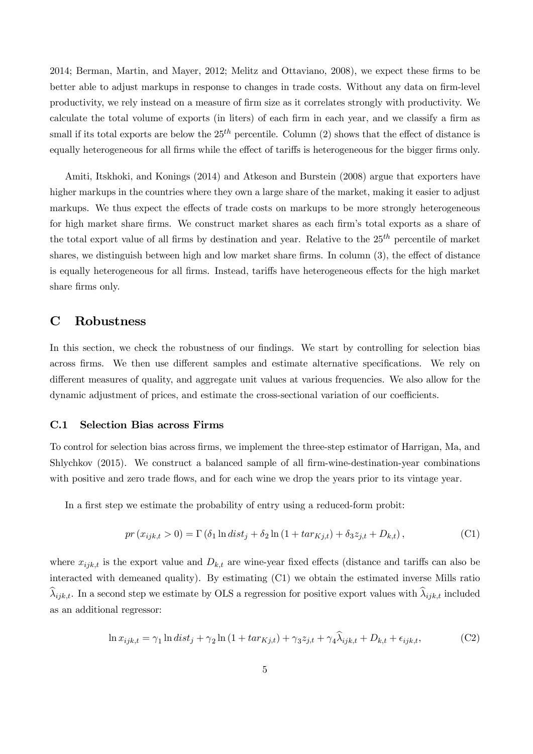2014; Berman, Martin, and Mayer, 2012; Melitz and Ottaviano, 2008), we expect these firms to be better able to adjust markups in response to changes in trade costs. Without any data on firm-level productivity, we rely instead on a measure of firm size as it correlates strongly with productivity. We calculate the total volume of exports (in liters) of each firm in each year, and we classify a firm as small if its total exports are below the $25^{th}$ percentile. Column (2) shows that the effect of distance is equally heterogeneous for all firms while the effect of tariffs is heterogeneous for the bigger firms only.

Amiti, Itskhoki, and Konings (2014) and Atkeson and Burstein (2008) argue that exporters have higher markups in the countries where they own a large share of the market, making it easier to adjust markups. We thus expect the effects of trade costs on markups to be more strongly heterogeneous for high market share firms. We construct market shares as each firm's total exports as a share of the total export value of all firms by destination and year. Relative to the $25^{th}$ percentile of market shares, we distinguish between high and low market share firms. In column (3), the effect of distance is equally heterogeneous for all firms. Instead, tariffs have heterogeneous effects for the high market share firms only.

# C Robustness

In this section, we check the robustness of our findings. We start by controlling for selection bias across firms. We then use different samples and estimate alternative specifications. We rely on different measures of quality, and aggregate unit values at various frequencies. We also allow for the dynamic adjustment of prices, and estimate the cross-sectional variation of our coefficients.

## C.1 Selection Bias across Firms

To control for selection bias across firms, we implement the three-step estimator of Harrigan, Ma, and Shlychkov (2015). We construct a balanced sample of all firm-wine-destination-year combinations with positive and zero trade flows, and for each wine we drop the years prior to its vintage year.

In a first step we estimate the probability of entry using a reduced-form probit:

$$pr\left(x_{ijk,t} > 0\right) = \Gamma\left(\delta_1 \ln dist_j + \delta_2 \ln\left(1 + tar_{Kj,t}\right) + \delta_3 z_{j,t} + D_{k,t}\right), \tag{C1}$$

where $x_{ijk,t}$ is the export value and $D_{k,t}$ are wine-year fixed effects (distance and tariffs can also be interacted with demeaned quality). By estimating (C1) we obtain the estimated inverse Mills ratio $\widehat{\lambda}_{ijk,t}$. In a second step we estimate by OLS a regression for positive export values with $\widehat{\lambda}_{ijk,t}$ included as an additional regressor:

$$\ln x_{ijk,t} = \gamma_1 \ln dist_j + \gamma_2 \ln\left(1 + tar_{Kj,t}\right) + \gamma_3 z_{j,t} + \gamma_4 \widehat{\lambda}_{ijk,t} + D_{k,t} + \epsilon_{ijk,t}, \tag{C2}$$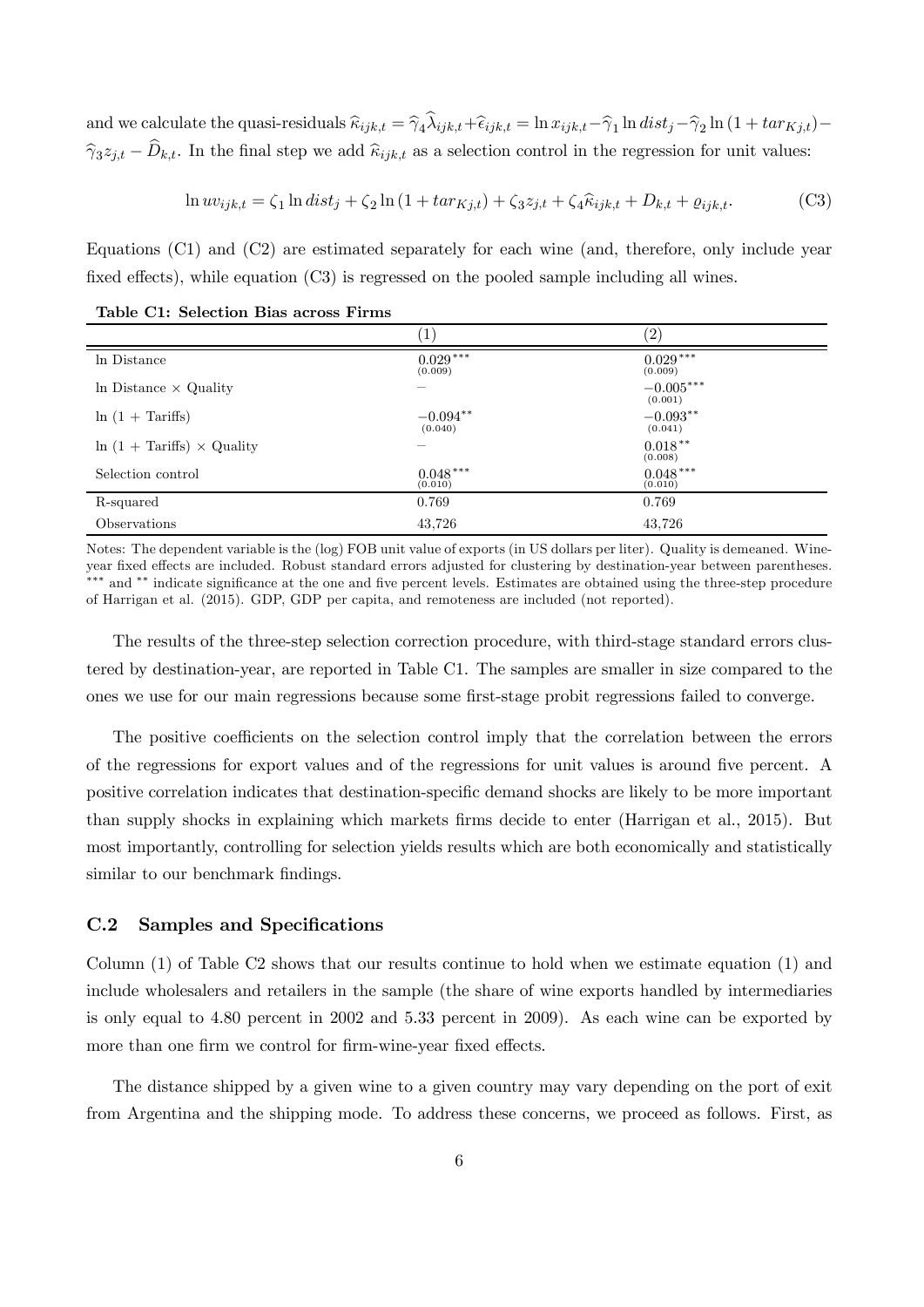and we calculate the quasi-residuals $\widehat{\kappa}_{ijk,t} = \widehat{\gamma}_4 \widehat{\lambda}_{ijk,t} + \widehat{\epsilon}_{ijk,t} = \ln x_{ijk,t} - \widehat{\gamma}_1 \ln dist_j - \widehat{\gamma}_2 \ln (1 + tar_{Kj,t}) - \widehat{\gamma}_3 z_{j,t} - \widehat{D}_{k,t}$. In the final step we add $\widehat{\kappa}_{ijk,t}$ as a selection control in the regression for unit values:

$$\ln uv_{ijk,t} = \zeta_1 \ln dist_j + \zeta_2 \ln (1 + tar_{Kj,t}) + \zeta_3 z_{j,t} + \zeta_4 \widehat{\kappa}_{ijk,t} + D_{k,t} + \varrho_{ijk,t}. \tag{C3}$$

Equations (C1) and (C2) are estimated separately for each wine (and, therefore, only include year fixed effects), while equation (C3) is regressed on the pooled sample including all wines.

**Table C1: Selection Bias across Firms**

| | (1) | (2) |
|---|---|---|
| ln Distance | $0.029^{***}$ (0.009) | $0.029^{***}$ (0.009) |
| ln Distance × Quality | – | $-0.005^{***}$ (0.001) |
| ln (1 + Tariffs) | $-0.094^{**}$ (0.040) | $-0.093^{**}$ (0.041) |
| ln (1 + Tariffs) × Quality | – | $0.018^{**}$ (0.008) |
| Selection control | $0.048^{***}$ (0.010) | $0.048^{***}$ (0.010) |
| R-squared | 0.769 | 0.769 |
| Observations | 43,726 | 43,726 |

Notes: The dependent variable is the (log) FOB unit value of exports (in US dollars per liter). Quality is demeaned. Wine-year fixed effects are included. Robust standard errors adjusted for clustering by destination-year between parentheses. *** and ** indicate significance at the one and five percent levels. Estimates are obtained using the three-step procedure of Harrigan et al. (2015). GDP, GDP per capita, and remoteness are included (not reported).

The results of the three-step selection correction procedure, with third-stage standard errors clustered by destination-year, are reported in Table C1. The samples are smaller in size compared to the ones we use for our main regressions because some first-stage probit regressions failed to converge.

The positive coefficients on the selection control imply that the correlation between the errors of the regressions for export values and of the regressions for unit values is around five percent. A positive correlation indicates that destination-specific demand shocks are likely to be more important than supply shocks in explaining which markets firms decide to enter (Harrigan et al., 2015). But most importantly, controlling for selection yields results which are both economically and statistically similar to our benchmark findings.

## C.2 Samples and Specifications

Column (1) of Table C2 shows that our results continue to hold when we estimate equation (1) and include wholesalers and retailers in the sample (the share of wine exports handled by intermediaries is only equal to 4.80 percent in 2002 and 5.33 percent in 2009). As each wine can be exported by more than one firm we control for firm-wine-year fixed effects.

The distance shipped by a given wine to a given country may vary depending on the port of exit from Argentina and the shipping mode. To address these concerns, we proceed as follows. First, as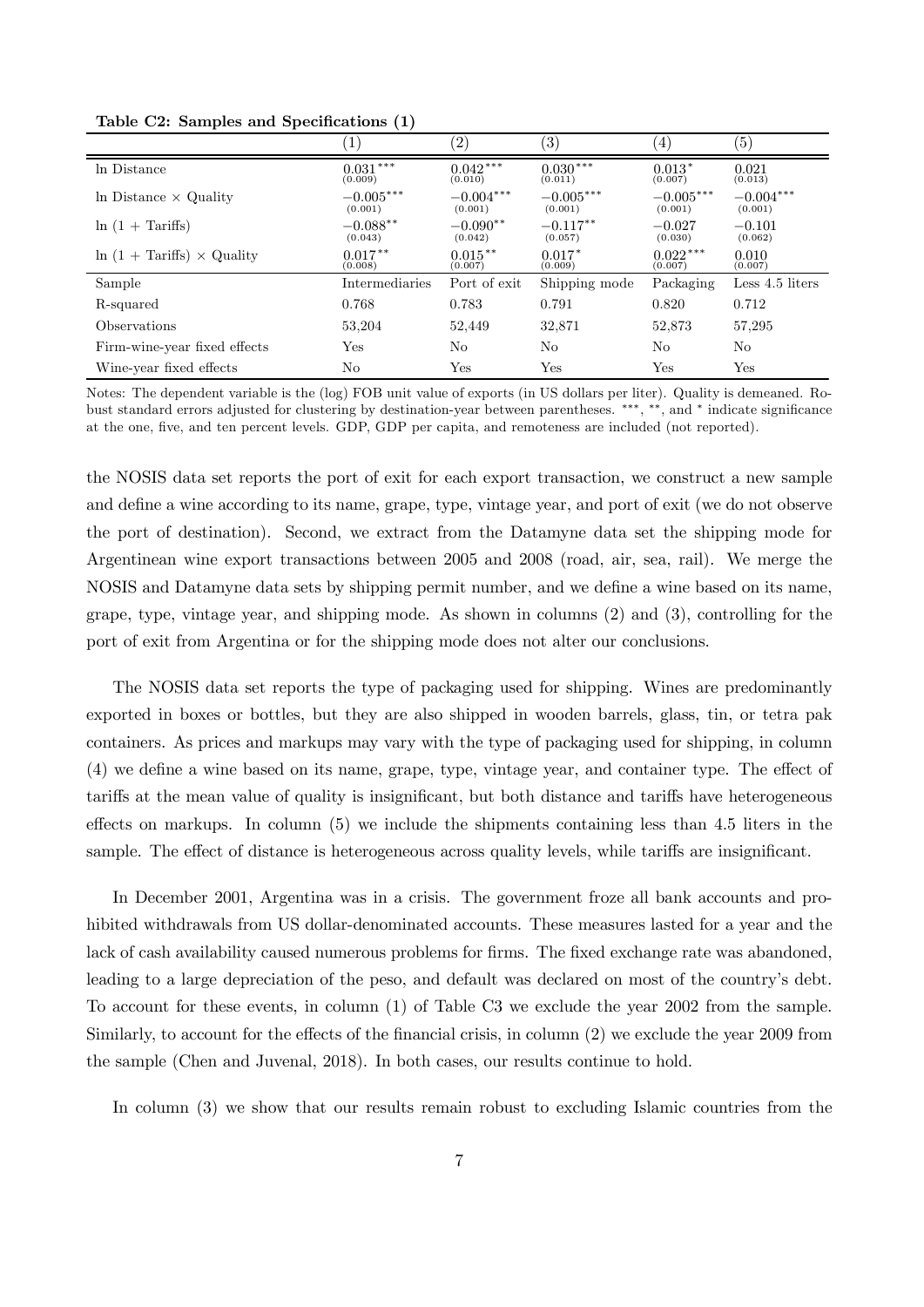**Table C2: Samples and Specifications (1)**

| | (1) | (2) | (3) | (4) | (5) |
|---|---|---|---|---|---|
| ln Distance | $0.031^{***}$ (0.009) | $0.042^{***}$ (0.010) | $0.030^{***}$ (0.011) | $0.013^{*}$ (0.007) | 0.021 (0.013) |
| ln Distance × Quality | $-0.005^{***}$ (0.001) | $-0.004^{***}$ (0.001) | $-0.005^{***}$ (0.001) | $-0.005^{***}$ (0.001) | $-0.004^{***}$ (0.001) |
| ln (1 + Tariffs) | $-0.088^{**}$ (0.043) | $-0.090^{**}$ (0.042) | $-0.117^{**}$ (0.057) | $-0.027$ (0.030) | $-0.101$ (0.062) |
| ln (1 + Tariffs) × Quality | $0.017^{**}$ (0.008) | $0.015^{**}$ (0.007) | $0.017^{*}$ (0.009) | $0.022^{***}$ (0.007) | 0.010 (0.007) |
| Sample | Intermediaries | Port of exit | Shipping mode | Packaging | Less 4.5 liters |
| R-squared | 0.768 | 0.783 | 0.791 | 0.820 | 0.712 |
| Observations | 53,204 | 52,449 | 32,871 | 52,873 | 57,295 |
| Firm-wine-year fixed effects | Yes | No | No | No | No |
| Wine-year fixed effects | No | Yes | Yes | Yes | Yes |

Notes: The dependent variable is the (log) FOB unit value of exports (in US dollars per liter). Quality is demeaned. Robust standard errors adjusted for clustering by destination-year between parentheses. ***, **, and * indicate significance at the one, five, and ten percent levels. GDP, GDP per capita, and remoteness are included (not reported).

the NOSIS data set reports the port of exit for each export transaction, we construct a new sample and define a wine according to its name, grape, type, vintage year, and port of exit (we do not observe the port of destination). Second, we extract from the Datamyne data set the shipping mode for Argentinean wine export transactions between 2005 and 2008 (road, air, sea, rail). We merge the NOSIS and Datamyne data sets by shipping permit number, and we define a wine based on its name, grape, type, vintage year, and shipping mode. As shown in columns (2) and (3), controlling for the port of exit from Argentina or for the shipping mode does not alter our conclusions.

The NOSIS data set reports the type of packaging used for shipping. Wines are predominantly exported in boxes or bottles, but they are also shipped in wooden barrels, glass, tin, or tetra pak containers. As prices and markups may vary with the type of packaging used for shipping, in column (4) we define a wine based on its name, grape, type, vintage year, and container type. The effect of tariffs at the mean value of quality is insignificant, but both distance and tariffs have heterogeneous effects on markups. In column (5) we include the shipments containing less than 4.5 liters in the sample. The effect of distance is heterogeneous across quality levels, while tariffs are insignificant.

In December 2001, Argentina was in a crisis. The government froze all bank accounts and prohibited withdrawals from US dollar-denominated accounts. These measures lasted for a year and the lack of cash availability caused numerous problems for firms. The fixed exchange rate was abandoned, leading to a large depreciation of the peso, and default was declared on most of the country's debt. To account for these events, in column (1) of Table C3 we exclude the year 2002 from the sample. Similarly, to account for the effects of the financial crisis, in column (2) we exclude the year 2009 from the sample (Chen and Juvenal, 2018). In both cases, our results continue to hold.

In column (3) we show that our results remain robust to excluding Islamic countries from the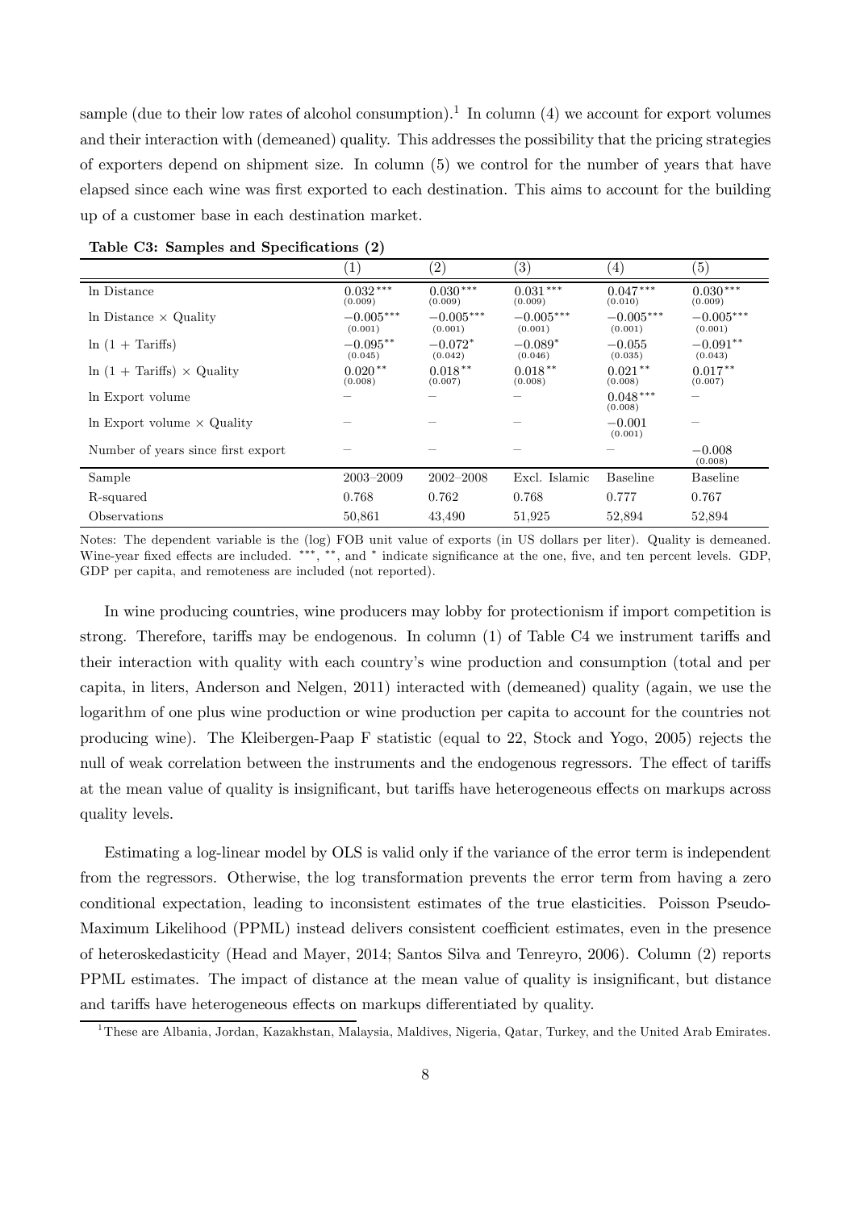sample (due to their low rates of alcohol consumption).[1] In column (4) we account for export volumes and their interaction with (demeaned) quality. This addresses the possibility that the pricing strategies of exporters depend on shipment size. In column (5) we control for the number of years that have elapsed since each wine was first exported to each destination. This aims to account for the building up of a customer base in each destination market.

**Table C3: Samples and Specifications (2)**

| | (1) | (2) | (3) | (4) | (5) |
|---|---|---|---|---|---|
| ln Distance | $0.032^{***}$ (0.009) | $0.030^{***}$ (0.009) | $0.031^{***}$ (0.009) | $0.047^{***}$ (0.010) | $0.030^{***}$ (0.009) |
| ln Distance × Quality | $-0.005^{***}$ (0.001) | $-0.005^{***}$ (0.001) | $-0.005^{***}$ (0.001) | $-0.005^{***}$ (0.001) | $-0.005^{***}$ (0.001) |
| ln (1 + Tariffs) | $-0.095^{**}$ (0.045) | $-0.072^{*}$ (0.042) | $-0.089^{*}$ (0.046) | $-0.055$ (0.035) | $-0.091^{**}$ (0.043) |
| ln (1 + Tariffs) × Quality | $0.020^{**}$ (0.008) | $0.018^{**}$ (0.007) | $0.018^{**}$ (0.008) | $0.021^{**}$ (0.008) | $0.017^{**}$ (0.007) |
| ln Export volume | – | – | – | $0.048^{***}$ (0.008) | – |
| ln Export volume × Quality | – | – | – | $-0.001$ (0.001) | – |
| Number of years since first export | – | – | – | – | $-0.008$ (0.008) |
| Sample | 2003–2009 | 2002–2008 | Excl. Islamic | Baseline | Baseline |
| R-squared | 0.768 | 0.762 | 0.768 | 0.777 | 0.767 |
| Observations | 50,861 | 43,490 | 51,925 | 52,894 | 52,894 |

Notes: The dependent variable is the (log) FOB unit value of exports (in US dollars per liter). Quality is demeaned. Wine-year fixed effects are included. ***, **, and * indicate significance at the one, five, and ten percent levels. GDP, GDP per capita, and remoteness are included (not reported).

In wine producing countries, wine producers may lobby for protectionism if import competition is strong. Therefore, tariffs may be endogenous. In column (1) of Table C4 we instrument tariffs and their interaction with quality with each country's wine production and consumption (total and per capita, in liters, Anderson and Nelgen, 2011) interacted with (demeaned) quality (again, we use the logarithm of one plus wine production or wine production per capita to account for the countries not producing wine). The Kleibergen-Paap F statistic (equal to 22, Stock and Yogo, 2005) rejects the null of weak correlation between the instruments and the endogenous regressors. The effect of tariffs at the mean value of quality is insignificant, but tariffs have heterogeneous effects on markups across quality levels.

Estimating a log-linear model by OLS is valid only if the variance of the error term is independent from the regressors. Otherwise, the log transformation prevents the error term from having a zero conditional expectation, leading to inconsistent estimates of the true elasticities. Poisson Pseudo-Maximum Likelihood (PPML) instead delivers consistent coefficient estimates, even in the presence of heteroskedasticity (Head and Mayer, 2014; Santos Silva and Tenreyro, 2006). Column (2) reports PPML estimates. The impact of distance at the mean value of quality is insignificant, but distance and tariffs have heterogeneous effects on markups differentiated by quality.

[1] These are Albania, Jordan, Kazakhstan, Malaysia, Maldives, Nigeria, Qatar, Turkey, and the United Arab Emirates.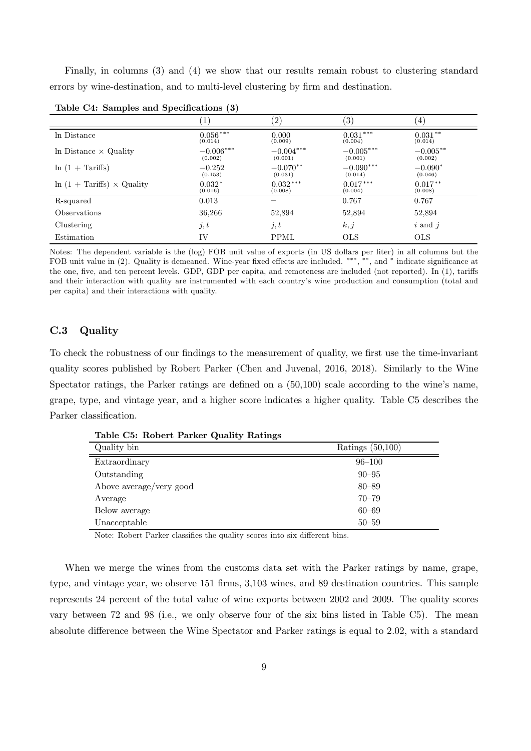Finally, in columns (3) and (4) we show that our results remain robust to clustering standard errors by wine-destination, and to multi-level clustering by firm and destination.

**Table C4: Samples and Specifications (3)**

| | (1) | (2) | (3) | (4) |
|---|---|---|---|---|
| ln Distance | $0.056^{***}$ (0.014) | 0.000 (0.009) | $0.031^{***}$ (0.004) | $0.031^{**}$ (0.014) |
| ln Distance × Quality | $-0.006^{***}$ (0.002) | $-0.004^{***}$ (0.001) | $-0.005^{***}$ (0.001) | $-0.005^{**}$ (0.002) |
| ln (1 + Tariffs) | $-0.252$ (0.153) | $-0.070^{**}$ (0.031) | $-0.090^{***}$ (0.014) | $-0.090^{*}$ (0.046) |
| ln (1 + Tariffs) × Quality | $0.032^{*}$ (0.016) | $0.032^{***}$ (0.008) | $0.017^{***}$ (0.004) | $0.017^{**}$ (0.008) |
| R-squared | 0.013 | – | 0.767 | 0.767 |
| Observations | 36,266 | 52,894 | 52,894 | 52,894 |
| Clustering | $j, t$ | $j, t$ | $k, j$ | $i$ and $j$ |
| Estimation | IV | PPML | OLS | OLS |

Notes: The dependent variable is the (log) FOB unit value of exports (in US dollars per liter) in all columns but the FOB unit value in (2). Quality is demeaned. Wine-year fixed effects are included. ***, **, and * indicate significance at the one, five, and ten percent levels. GDP, GDP per capita, and remoteness are included (not reported). In (1), tariffs and their interaction with quality are instrumented with each country's wine production and consumption (total and per capita) and their interactions with quality.

## C.3 Quality

To check the robustness of our findings to the measurement of quality, we first use the time-invariant quality scores published by Robert Parker (Chen and Juvenal, 2016, 2018). Similarly to the Wine Spectator ratings, the Parker ratings are defined on a (50,100) scale according to the wine's name, grape, type, and vintage year, and a higher score indicates a higher quality. Table C5 describes the Parker classification.

**Table C5: Robert Parker Quality Ratings**

| Quality bin | Ratings (50,100) |
|---|---|
| Extraordinary | 96–100 |
| Outstanding | 90–95 |
| Above average/very good | 80–89 |
| Average | 70–79 |
| Below average | 60–69 |
| Unacceptable | 50–59 |

Note: Robert Parker classifies the quality scores into six different bins.

When we merge the wines from the customs data set with the Parker ratings by name, grape, type, and vintage year, we observe 151 firms, 3,103 wines, and 89 destination countries. This sample represents 24 percent of the total value of wine exports between 2002 and 2009. The quality scores vary between 72 and 98 (i.e., we only observe four of the six bins listed in Table C5). The mean absolute difference between the Wine Spectator and Parker ratings is equal to 2.02, with a standard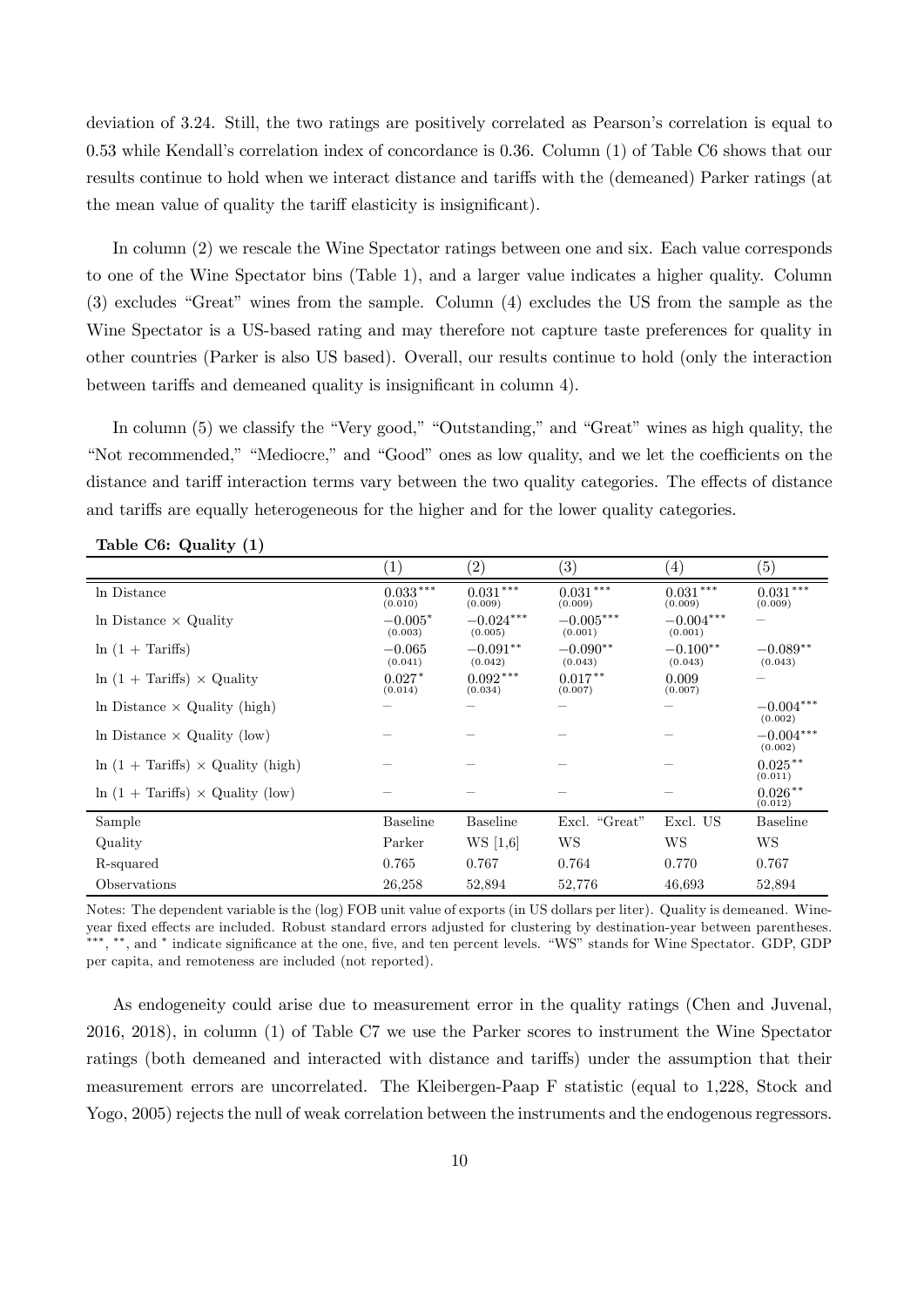deviation of 3.24. Still, the two ratings are positively correlated as Pearson's correlation is equal to 0.53 while Kendall's correlation index of concordance is 0.36. Column (1) of Table C6 shows that our results continue to hold when we interact distance and tariffs with the (demeaned) Parker ratings (at the mean value of quality the tariff elasticity is insignificant).

In column (2) we rescale the Wine Spectator ratings between one and six. Each value corresponds to one of the Wine Spectator bins (Table 1), and a larger value indicates a higher quality. Column (3) excludes "Great" wines from the sample. Column (4) excludes the US from the sample as the Wine Spectator is a US-based rating and may therefore not capture taste preferences for quality in other countries (Parker is also US based). Overall, our results continue to hold (only the interaction between tariffs and demeaned quality is insignificant in column 4).

In column (5) we classify the "Very good," "Outstanding," and "Great" wines as high quality, the "Not recommended," "Mediocre," and "Good" ones as low quality, and we let the coefficients on the distance and tariff interaction terms vary between the two quality categories. The effects of distance and tariffs are equally heterogeneous for the higher and for the lower quality categories.

**Table C6: Quality (1)**

| | (1) | (2) | (3) | (4) | (5) |
|---|---|---|---|---|---|
| ln Distance | $0.033^{***}$ (0.010) | $0.031^{***}$ (0.009) | $0.031^{***}$ (0.009) | $0.031^{***}$ (0.009) | $0.031^{***}$ (0.009) |
| ln Distance × Quality | $-0.005^{*}$ (0.003) | $-0.024^{***}$ (0.005) | $-0.005^{***}$ (0.001) | $-0.004^{***}$ (0.001) | – |
| ln (1 + Tariffs) | $-0.065$ (0.041) | $-0.091^{**}$ (0.042) | $-0.090^{**}$ (0.043) | $-0.100^{**}$ (0.043) | $-0.089^{**}$ (0.043) |
| ln (1 + Tariffs) × Quality | $0.027^{*}$ (0.014) | $0.092^{***}$ (0.034) | $0.017^{**}$ (0.007) | 0.009 (0.007) | – |
| ln Distance × Quality (high) | – | – | – | – | $-0.004^{***}$ (0.002) |
| ln Distance × Quality (low) | – | – | – | – | $-0.004^{***}$ (0.002) |
| ln (1 + Tariffs) × Quality (high) | – | – | – | – | $0.025^{**}$ (0.011) |
| ln (1 + Tariffs) × Quality (low) | – | – | – | – | $0.026^{**}$ (0.012) |
| Sample | Baseline | Baseline | Excl. "Great" | Excl. US | Baseline |
| Quality | Parker | WS [1,6] | WS | WS | WS |
| R-squared | 0.765 | 0.767 | 0.764 | 0.770 | 0.767 |
| Observations | 26,258 | 52,894 | 52,776 | 46,693 | 52,894 |

Notes: The dependent variable is the (log) FOB unit value of exports (in US dollars per liter). Quality is demeaned. Wine-year fixed effects are included. Robust standard errors adjusted for clustering by destination-year between parentheses. ***, **, and * indicate significance at the one, five, and ten percent levels. "WS" stands for Wine Spectator. GDP, GDP per capita, and remoteness are included (not reported).

As endogeneity could arise due to measurement error in the quality ratings (Chen and Juvenal, 2016, 2018), in column (1) of Table C7 we use the Parker scores to instrument the Wine Spectator ratings (both demeaned and interacted with distance and tariffs) under the assumption that their measurement errors are uncorrelated. The Kleibergen-Paap F statistic (equal to 1,228, Stock and Yogo, 2005) rejects the null of weak correlation between the instruments and the endogenous regressors.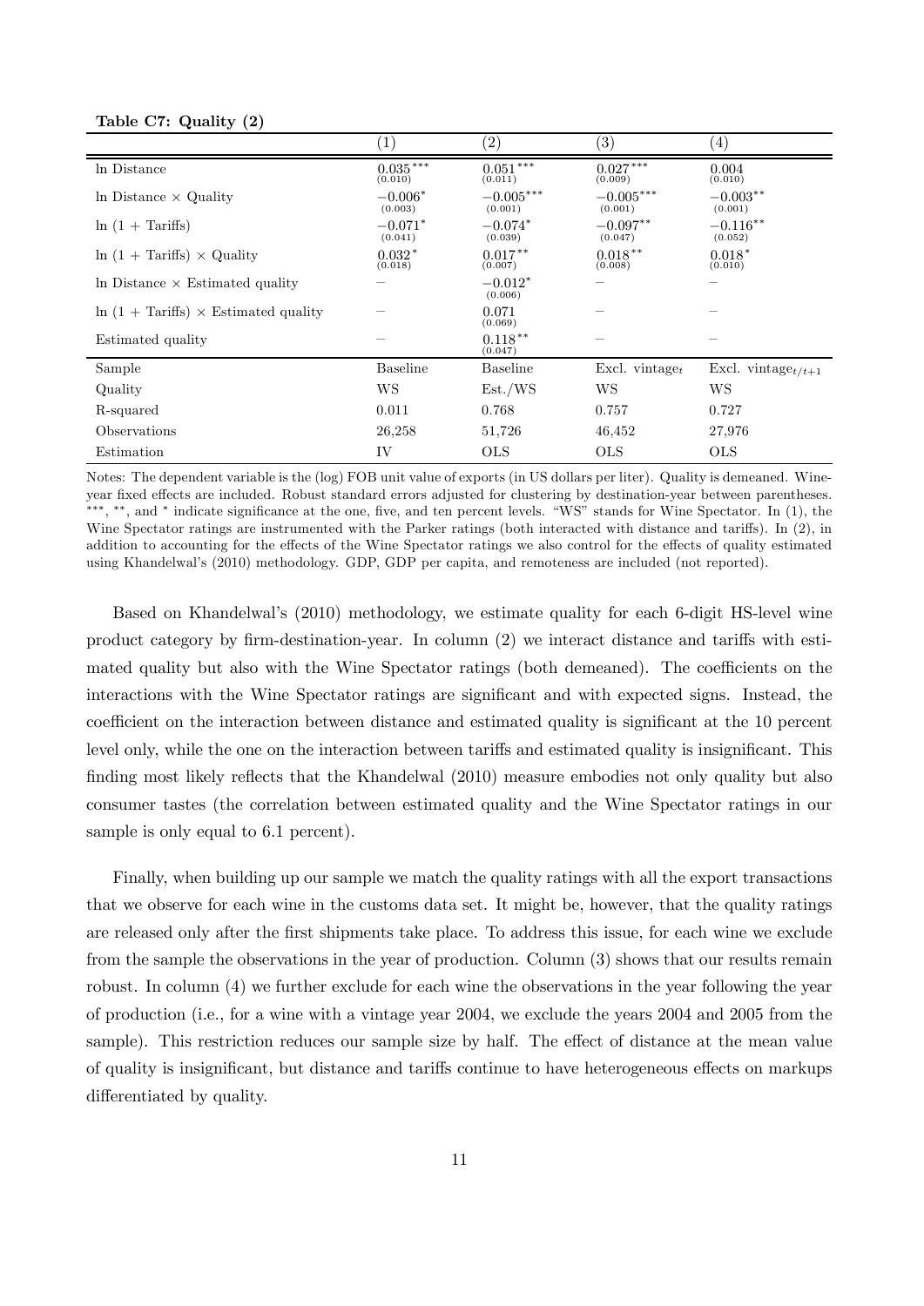**Table C7: Quality (2)**

| | (1) | (2) | (3) | (4) |
|---|---|---|---|---|
| ln Distance | $0.035^{***}$ (0.010) | $0.051^{***}$ (0.011) | $0.027^{***}$ (0.009) | 0.004 (0.010) |
| ln Distance × Quality | $-0.006^{*}$ (0.003) | $-0.005^{***}$ (0.001) | $-0.005^{***}$ (0.001) | $-0.003^{**}$ (0.001) |
| ln (1 + Tariffs) | $-0.071^{*}$ (0.041) | $-0.074^{*}$ (0.039) | $-0.097^{**}$ (0.047) | $-0.116^{**}$ (0.052) |
| ln (1 + Tariffs) × Quality | $0.032^{*}$ (0.018) | $0.017^{**}$ (0.007) | $0.018^{**}$ (0.008) | $0.018^{*}$ (0.010) |
| ln Distance × Estimated quality | – | $-0.012^{*}$ (0.006) | – | – |
| ln (1 + Tariffs) × Estimated quality | – | 0.071 (0.069) | – | – |
| Estimated quality | – | $0.118^{**}$ (0.047) | – | – |
| Sample | Baseline | Baseline | Excl. vintage$_t$ | Excl. vintage$_{t/t+1}$ |
| Quality | WS | Est./WS | WS | WS |
| R-squared | 0.011 | 0.768 | 0.757 | 0.727 |
| Observations | 26,258 | 51,726 | 46,452 | 27,976 |
| Estimation | IV | OLS | OLS | OLS |

Notes: The dependent variable is the (log) FOB unit value of exports (in US dollars per liter). Quality is demeaned. Wine-year fixed effects are included. Robust standard errors adjusted for clustering by destination-year between parentheses. ***, **, and * indicate significance at the one, five, and ten percent levels. "WS" stands for Wine Spectator. In (1), the Wine Spectator ratings are instrumented with the Parker ratings (both interacted with distance and tariffs). In (2), in addition to accounting for the effects of the Wine Spectator ratings we also control for the effects of quality estimated using Khandelwal's (2010) methodology. GDP, GDP per capita, and remoteness are included (not reported).

Based on Khandelwal's (2010) methodology, we estimate quality for each 6-digit HS-level wine product category by firm-destination-year. In column (2) we interact distance and tariffs with estimated quality but also with the Wine Spectator ratings (both demeaned). The coefficients on the interactions with the Wine Spectator ratings are significant and with expected signs. Instead, the coefficient on the interaction between distance and estimated quality is significant at the 10 percent level only, while the one on the interaction between tariffs and estimated quality is insignificant. This finding most likely reflects that the Khandelwal (2010) measure embodies not only quality but also consumer tastes (the correlation between estimated quality and the Wine Spectator ratings in our sample is only equal to 6.1 percent).

Finally, when building up our sample we match the quality ratings with all the export transactions that we observe for each wine in the customs data set. It might be, however, that the quality ratings are released only after the first shipments take place. To address this issue, for each wine we exclude from the sample the observations in the year of production. Column (3) shows that our results remain robust. In column (4) we further exclude for each wine the observations in the year following the year of production (i.e., for a wine with a vintage year 2004, we exclude the years 2004 and 2005 from the sample). This restriction reduces our sample size by half. The effect of distance at the mean value of quality is insignificant, but distance and tariffs continue to have heterogeneous effects on markups differentiated by quality.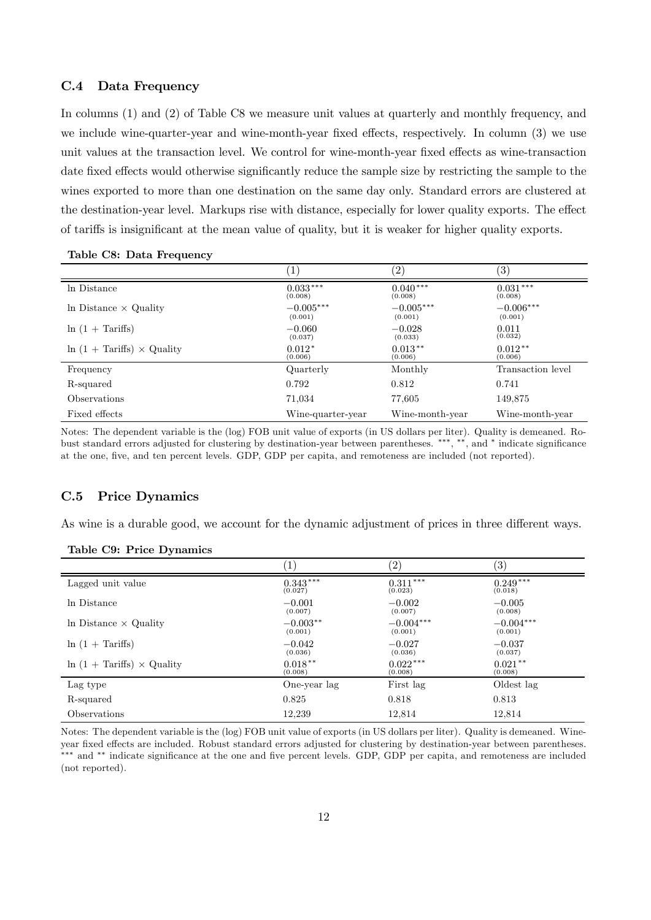### C.4 Data Frequency

In columns (1) and (2) of Table C8 we measure unit values at quarterly and monthly frequency, and we include wine-quarter-year and wine-month-year fixed effects, respectively. In column (3) we use unit values at the transaction level. We control for wine-month-year fixed effects as wine-transaction date fixed effects would otherwise significantly reduce the sample size by restricting the sample to the wines exported to more than one destination on the same day only. Standard errors are clustered at the destination-year level. Markups rise with distance, especially for lower quality exports. The effect of tariffs is insignificant at the mean value of quality, but it is weaker for higher quality exports.

**Table C8: Data Frequency**

| | (1) | (2) | (3) |
|---|---|---|---|
| ln Distance | $0.033^{***}$ (0.008) | $0.040^{***}$ (0.008) | $0.031^{***}$ (0.008) |
| ln Distance × Quality | $-0.005^{***}$ (0.001) | $-0.005^{***}$ (0.001) | $-0.006^{***}$ (0.001) |
| ln (1 + Tariffs) | $-0.060$ (0.037) | $-0.028$ (0.033) | 0.011 (0.032) |
| ln (1 + Tariffs) × Quality | $0.012^{*}$ (0.006) | $0.013^{**}$ (0.006) | $0.012^{**}$ (0.006) |
| Frequency | Quarterly | Monthly | Transaction level |
| R-squared | 0.792 | 0.812 | 0.741 |
| Observations | 71,034 | 77,605 | 149,875 |
| Fixed effects | Wine-quarter-year | Wine-month-year | Wine-month-year |

Notes: The dependent variable is the (log) FOB unit value of exports (in US dollars per liter). Quality is demeaned. Robust standard errors adjusted for clustering by destination-year between parentheses. ***, **, and * indicate significance at the one, five, and ten percent levels. GDP, GDP per capita, and remoteness are included (not reported).

### C.5 Price Dynamics

As wine is a durable good, we account for the dynamic adjustment of prices in three different ways.

**Table C9: Price Dynamics**

| | (1) | (2) | (3) |
|---|---|---|---|
| Lagged unit value | $0.343^{***}$ (0.027) | $0.311^{***}$ (0.023) | $0.249^{***}$ (0.018) |
| ln Distance | $-0.001$ (0.007) | $-0.002$ (0.007) | $-0.005$ (0.008) |
| ln Distance × Quality | $-0.003^{**}$ (0.001) | $-0.004^{***}$ (0.001) | $-0.004^{***}$ (0.001) |
| ln (1 + Tariffs) | $-0.042$ (0.036) | $-0.027$ (0.036) | $-0.037$ (0.037) |
| ln (1 + Tariffs) × Quality | $0.018^{**}$ (0.008) | $0.022^{***}$ (0.008) | $0.021^{**}$ (0.008) |
| Lag type | One-year lag | First lag | Oldest lag |
| R-squared | 0.825 | 0.818 | 0.813 |
| Observations | 12,239 | 12,814 | 12,814 |

Notes: The dependent variable is the (log) FOB unit value of exports (in US dollars per liter). Quality is demeaned. Wine-year fixed effects are included. Robust standard errors adjusted for clustering by destination-year between parentheses. *** and ** indicate significance at the one and five percent levels. GDP, GDP per capita, and remoteness are included (not reported).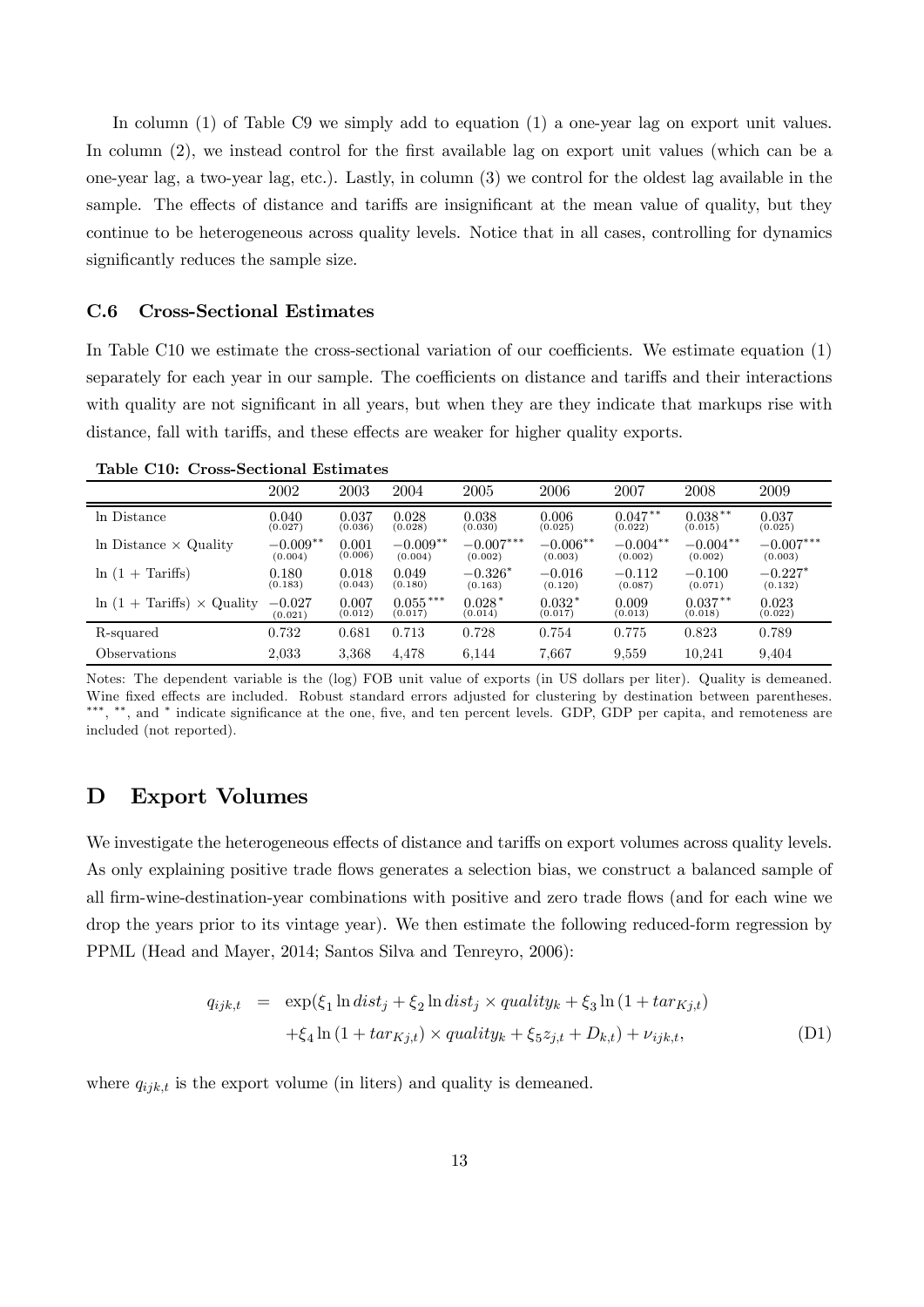In column (1) of Table C9 we simply add to equation (1) a one-year lag on export unit values. In column (2), we instead control for the first available lag on export unit values (which can be a one-year lag, a two-year lag, etc.). Lastly, in column (3) we control for the oldest lag available in the sample. The effects of distance and tariffs are insignificant at the mean value of quality, but they continue to be heterogeneous across quality levels. Notice that in all cases, controlling for dynamics significantly reduces the sample size.

### C.6 Cross-Sectional Estimates

In Table C10 we estimate the cross-sectional variation of our coefficients. We estimate equation (1) separately for each year in our sample. The coefficients on distance and tariffs and their interactions with quality are not significant in all years, but when they are they indicate that markups rise with distance, fall with tariffs, and these effects are weaker for higher quality exports.

**Table C10: Cross-Sectional Estimates**

| | 2002 | 2003 | 2004 | 2005 | 2006 | 2007 | 2008 | 2009 |
|---|---|---|---|---|---|---|---|---|
| ln Distance | 0.040 | 0.037 | 0.028 | 0.038 | 0.006 | 0.047** | 0.038** | 0.037 |
| | (0.027) | (0.036) | (0.028) | (0.030) | (0.025) | (0.022) | (0.015) | (0.025) |
| ln Distance × Quality | −0.009** | 0.001 | −0.009** | −0.007*** | −0.006** | −0.004** | −0.004** | −0.007*** |
| | (0.004) | (0.006) | (0.004) | (0.002) | (0.003) | (0.002) | (0.002) | (0.003) |
| ln (1 + Tariffs) | 0.180 | 0.018 | 0.049 | −0.326* | −0.016 | −0.112 | −0.100 | −0.227* |
| | (0.183) | (0.043) | (0.180) | (0.163) | (0.120) | (0.087) | (0.071) | (0.132) |
| ln (1 + Tariffs) × Quality | −0.027 | 0.007 | 0.055*** | 0.028* | 0.032* | 0.009 | 0.037** | 0.023 |
| | (0.021) | (0.012) | (0.017) | (0.014) | (0.017) | (0.013) | (0.018) | (0.022) |
| R-squared | 0.732 | 0.681 | 0.713 | 0.728 | 0.754 | 0.775 | 0.823 | 0.789 |
| Observations | 2,033 | 3,368 | 4,478 | 6,144 | 7,667 | 9,559 | 10,241 | 9,404 |

Notes: The dependent variable is the (log) FOB unit value of exports (in US dollars per liter). Quality is demeaned. Wine fixed effects are included. Robust standard errors adjusted for clustering by destination between parentheses. ***, **, and * indicate significance at the one, five, and ten percent levels. GDP, GDP per capita, and remoteness are included (not reported).

## D Export Volumes

We investigate the heterogeneous effects of distance and tariffs on export volumes across quality levels. As only explaining positive trade flows generates a selection bias, we construct a balanced sample of all firm-wine-destination-year combinations with positive and zero trade flows (and for each wine we drop the years prior to its vintage year). We then estimate the following reduced-form regression by PPML (Head and Mayer, 2014; Santos Silva and Tenreyro, 2006):

$$
\begin{aligned}
q_{ijk,t} &= \exp(\xi_1 \ln dist_j + \xi_2 \ln dist_j \times quality_k + \xi_3 \ln(1 + tar_{Kj,t}) \\
&\quad + \xi_4 \ln(1 + tar_{Kj,t}) \times quality_k + \xi_5 z_{j,t} + D_{k,t}) + \nu_{ijk,t}, \qquad \text{(D1)}
\end{aligned}
$$

where $q_{ijk,t}$ is the export volume (in liters) and quality is demeaned.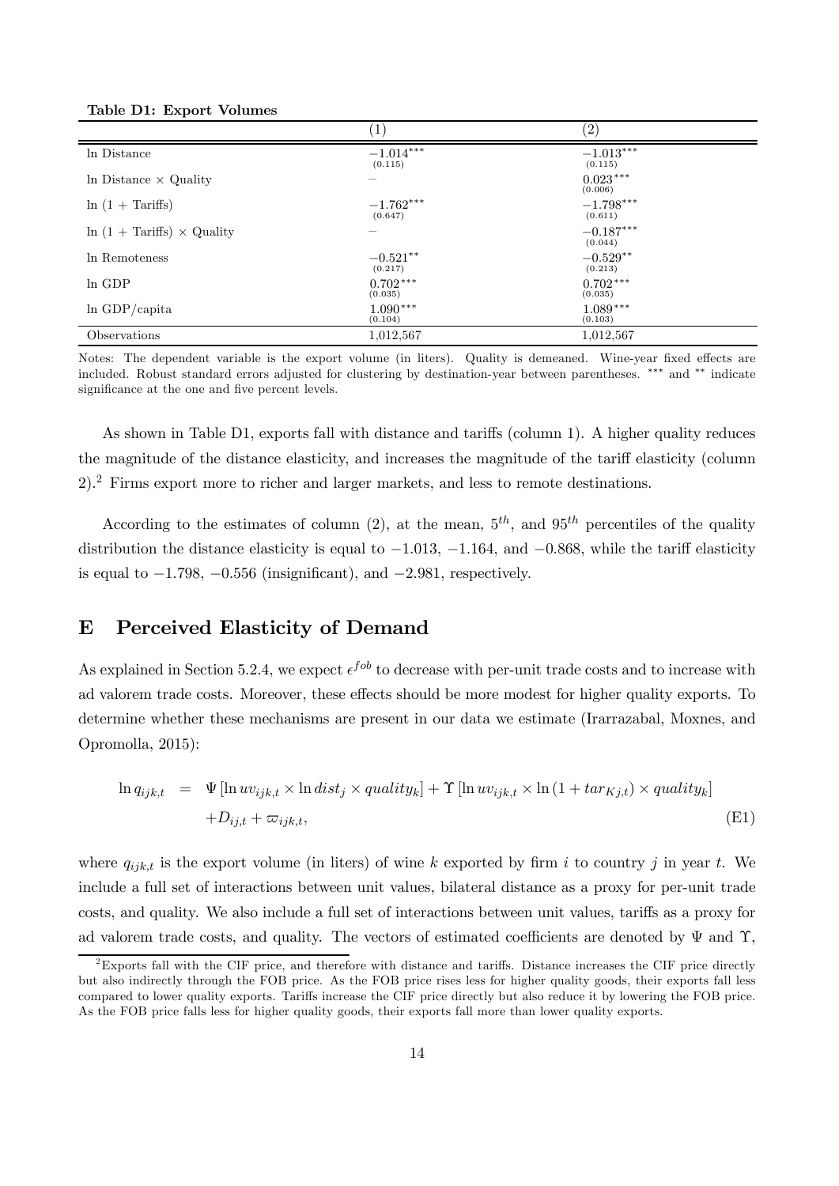**Table D1: Export Volumes**

| | (1) | (2) |
|---|---|---|
| ln Distance | $-1.014^{***}$ (0.115) | $-1.013^{***}$ (0.115) |
| ln Distance × Quality | – | $0.023^{***}$ (0.006) |
| ln (1 + Tariffs) | $-1.762^{***}$ (0.647) | $-1.798^{***}$ (0.611) |
| ln (1 + Tariffs) × Quality | – | $-0.187^{***}$ (0.044) |
| ln Remoteness | $-0.521^{**}$ (0.217) | $-0.529^{**}$ (0.213) |
| ln GDP | $0.702^{***}$ (0.035) | $0.702^{***}$ (0.035) |
| ln GDP/capita | $1.090^{***}$ (0.104) | $1.089^{***}$ (0.103) |
| Observations | 1,012,567 | 1,012,567 |

Notes: The dependent variable is the export volume (in liters). Quality is demeaned. Wine-year fixed effects are included. Robust standard errors adjusted for clustering by destination-year between parentheses. *** and ** indicate significance at the one and five percent levels.

As shown in Table D1, exports fall with distance and tariffs (column 1). A higher quality reduces the magnitude of the distance elasticity, and increases the magnitude of the tariff elasticity (column 2).[2] Firms export more to richer and larger markets, and less to remote destinations.

According to the estimates of column (2), at the mean, $5^{th}$, and $95^{th}$ percentiles of the quality distribution the distance elasticity is equal to $-1.013$, $-1.164$, and $-0.868$, while the tariff elasticity is equal to $-1.798$, $-0.556$ (insignificant), and $-2.981$, respectively.

## E Perceived Elasticity of Demand

As explained in Section 5.2.4, we expect $\epsilon^{fob}$ to decrease with per-unit trade costs and to increase with ad valorem trade costs. Moreover, these effects should be more modest for higher quality exports. To determine whether these mechanisms are present in our data we estimate (Irarrazabal, Moxnes, and Opromolla, 2015):

$$\ln q_{ijk,t} = \Psi \left[\ln uv_{ijk,t} \times \ln dist_j \times quality_k\right] + \Upsilon \left[\ln uv_{ijk,t} \times \ln\left(1 + tar_{Kj,t}\right) \times quality_k\right] + D_{ij,t} + \varpi_{ijk,t}, \quad \text{(E1)}$$

where $q_{ijk,t}$ is the export volume (in liters) of wine $k$ exported by firm $i$ to country $j$ in year $t$. We include a full set of interactions between unit values, bilateral distance as a proxy for per-unit trade costs, and quality. We also include a full set of interactions between unit values, tariffs as a proxy for ad valorem trade costs, and quality. The vectors of estimated coefficients are denoted by $\Psi$ and $\Upsilon$,

[2] Exports fall with the CIF price, and therefore with distance and tariffs. Distance increases the CIF price directly but also indirectly through the FOB price. As the FOB price rises less for higher quality goods, their exports fall less compared to lower quality exports. Tariffs increase the CIF price directly but also reduce it by lowering the FOB price. As the FOB price falls less for higher quality goods, their exports fall more than lower quality exports.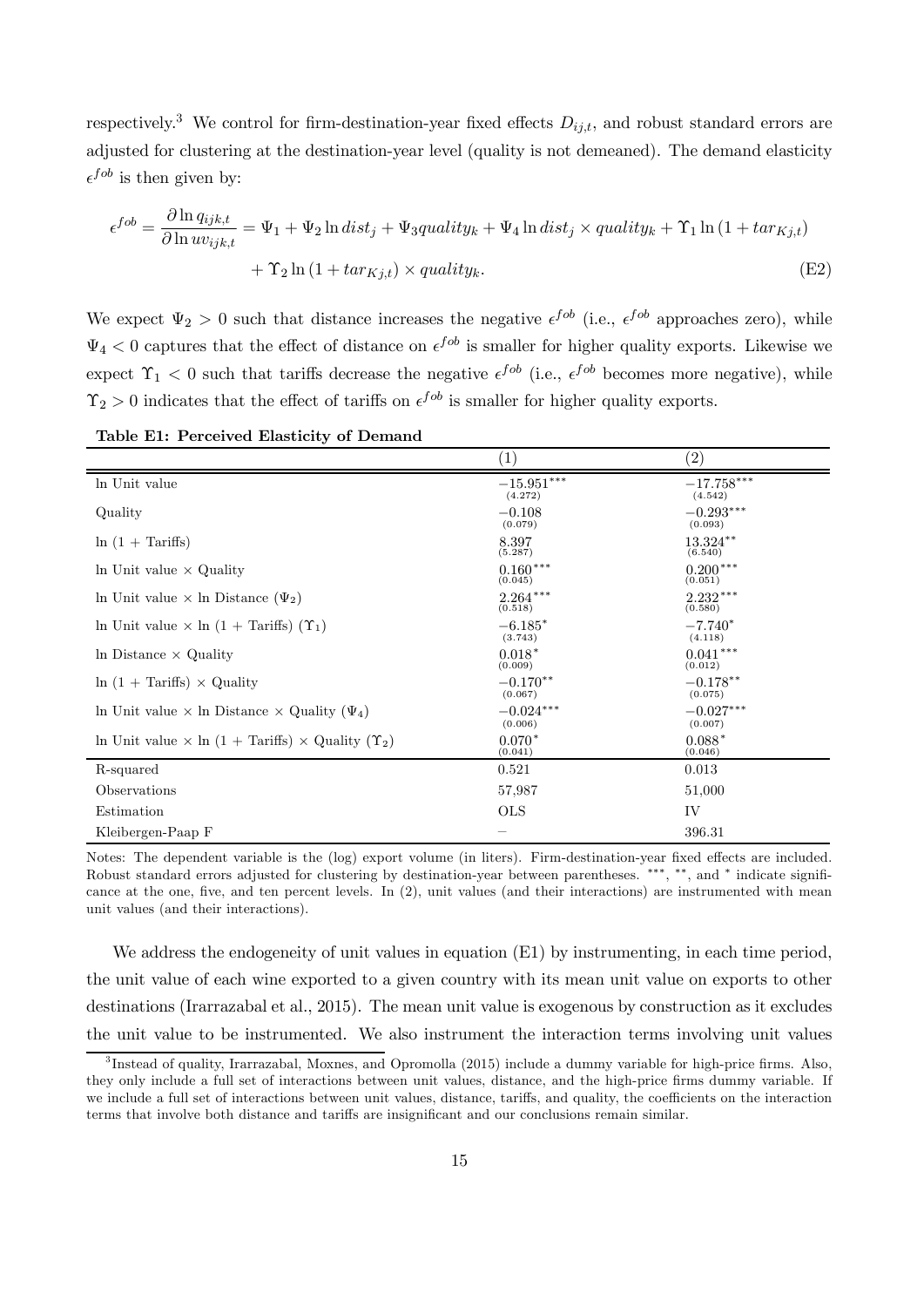respectively.[3] We control for firm-destination-year fixed effects $D_{ij,t}$, and robust standard errors are adjusted for clustering at the destination-year level (quality is not demeaned). The demand elasticity $\epsilon^{fob}$ is then given by:

$$\epsilon^{fob} = \frac{\partial \ln q_{ijk,t}}{\partial \ln uv_{ijk,t}} = \Psi_1 + \Psi_2 \ln dist_j + \Psi_3 quality_k + \Psi_4 \ln dist_j \times quality_k + \Upsilon_1 \ln(1 + tar_{Kj,t}) + \Upsilon_2 \ln(1 + tar_{Kj,t}) \times quality_k. \tag{E2}$$

We expect $\Psi_2 > 0$ such that distance increases the negative $\epsilon^{fob}$ (i.e., $\epsilon^{fob}$ approaches zero), while $\Psi_4 < 0$ captures that the effect of distance on $\epsilon^{fob}$ is smaller for higher quality exports. Likewise we expect $\Upsilon_1 < 0$ such that tariffs decrease the negative $\epsilon^{fob}$ (i.e., $\epsilon^{fob}$ becomes more negative), while $\Upsilon_2 > 0$ indicates that the effect of tariffs on $\epsilon^{fob}$ is smaller for higher quality exports.

**Table E1: Perceived Elasticity of Demand**

| | (1) | (2) |
|---|---|---|
| ln Unit value | $-15.951^{***}$ (4.272) | $-17.758^{***}$ (4.542) |
| Quality | $-0.108$ (0.079) | $-0.293^{***}$ (0.093) |
| ln (1 + Tariffs) | 8.397 (5.287) | $13.324^{**}$ (6.540) |
| ln Unit value × Quality | $0.160^{***}$ (0.045) | $0.200^{***}$ (0.051) |
| ln Unit value × ln Distance ($\Psi_2$) | $2.264^{***}$ (0.518) | $2.232^{***}$ (0.580) |
| ln Unit value × ln (1 + Tariffs) ($\Upsilon_1$) | $-6.185^{*}$ (3.743) | $-7.740^{*}$ (4.118) |
| ln Distance × Quality | $0.018^{*}$ (0.009) | $0.041^{***}$ (0.012) |
| ln (1 + Tariffs) × Quality | $-0.170^{**}$ (0.067) | $-0.178^{**}$ (0.075) |
| ln Unit value × ln Distance × Quality ($\Psi_4$) | $-0.024^{***}$ (0.006) | $-0.027^{***}$ (0.007) |
| ln Unit value × ln (1 + Tariffs) × Quality ($\Upsilon_2$) | $0.070^{*}$ (0.041) | $0.088^{*}$ (0.046) |
| R-squared | 0.521 | 0.013 |
| Observations | 57,987 | 51,000 |
| Estimation | OLS | IV |
| Kleibergen-Paap F | – | 396.31 |

Notes: The dependent variable is the (log) export volume (in liters). Firm-destination-year fixed effects are included. Robust standard errors adjusted for clustering by destination-year between parentheses. ***, **, and * indicate significance at the one, five, and ten percent levels. In (2), unit values (and their interactions) are instrumented with mean unit values (and their interactions).

We address the endogeneity of unit values in equation (E1) by instrumenting, in each time period, the unit value of each wine exported to a given country with its mean unit value on exports to other destinations (Irarrazabal et al., 2015). The mean unit value is exogenous by construction as it excludes the unit value to be instrumented. We also instrument the interaction terms involving unit values

[3] Instead of quality, Irarrazabal, Moxnes, and Opromolla (2015) include a dummy variable for high-price firms. Also, they only include a full set of interactions between unit values, distance, and the high-price firms dummy variable. If we include a full set of interactions between unit values, distance, tariffs, and quality, the coefficients on the interaction terms that involve both distance and tariffs are insignificant and our conclusions remain similar.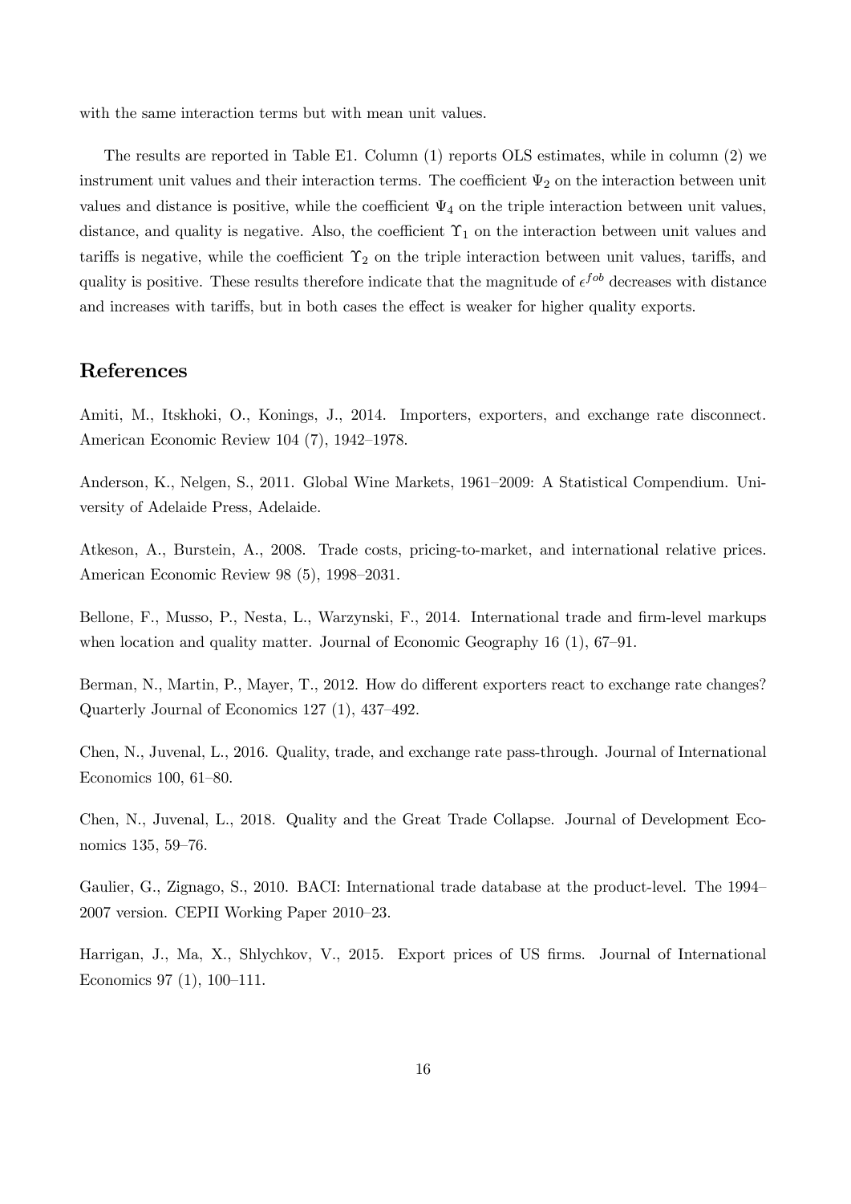with the same interaction terms but with mean unit values.

The results are reported in Table E1. Column (1) reports OLS estimates, while in column (2) we instrument unit values and their interaction terms. The coefficient $\Psi_2$ on the interaction between unit values and distance is positive, while the coefficient $\Psi_4$ on the triple interaction between unit values, distance, and quality is negative. Also, the coefficient $\Upsilon_1$ on the interaction between unit values and tariffs is negative, while the coefficient $\Upsilon_2$ on the triple interaction between unit values, tariffs, and quality is positive. These results therefore indicate that the magnitude of $\epsilon^{fob}$ decreases with distance and increases with tariffs, but in both cases the effect is weaker for higher quality exports.

## References

Amiti, M., Itskhoki, O., Konings, J., 2014. Importers, exporters, and exchange rate disconnect. American Economic Review 104 (7), 1942–1978.

Anderson, K., Nelgen, S., 2011. Global Wine Markets, 1961–2009: A Statistical Compendium. University of Adelaide Press, Adelaide.

Atkeson, A., Burstein, A., 2008. Trade costs, pricing-to-market, and international relative prices. American Economic Review 98 (5), 1998–2031.

Bellone, F., Musso, P., Nesta, L., Warzynski, F., 2014. International trade and firm-level markups when location and quality matter. Journal of Economic Geography 16 (1), 67–91.

Berman, N., Martin, P., Mayer, T., 2012. How do different exporters react to exchange rate changes? Quarterly Journal of Economics 127 (1), 437–492.

Chen, N., Juvenal, L., 2016. Quality, trade, and exchange rate pass-through. Journal of International Economics 100, 61–80.

Chen, N., Juvenal, L., 2018. Quality and the Great Trade Collapse. Journal of Development Economics 135, 59–76.

Gaulier, G., Zignago, S., 2010. BACI: International trade database at the product-level. The 1994–2007 version. CEPII Working Paper 2010–23.

Harrigan, J., Ma, X., Shlychkov, V., 2015. Export prices of US firms. Journal of International Economics 97 (1), 100–111.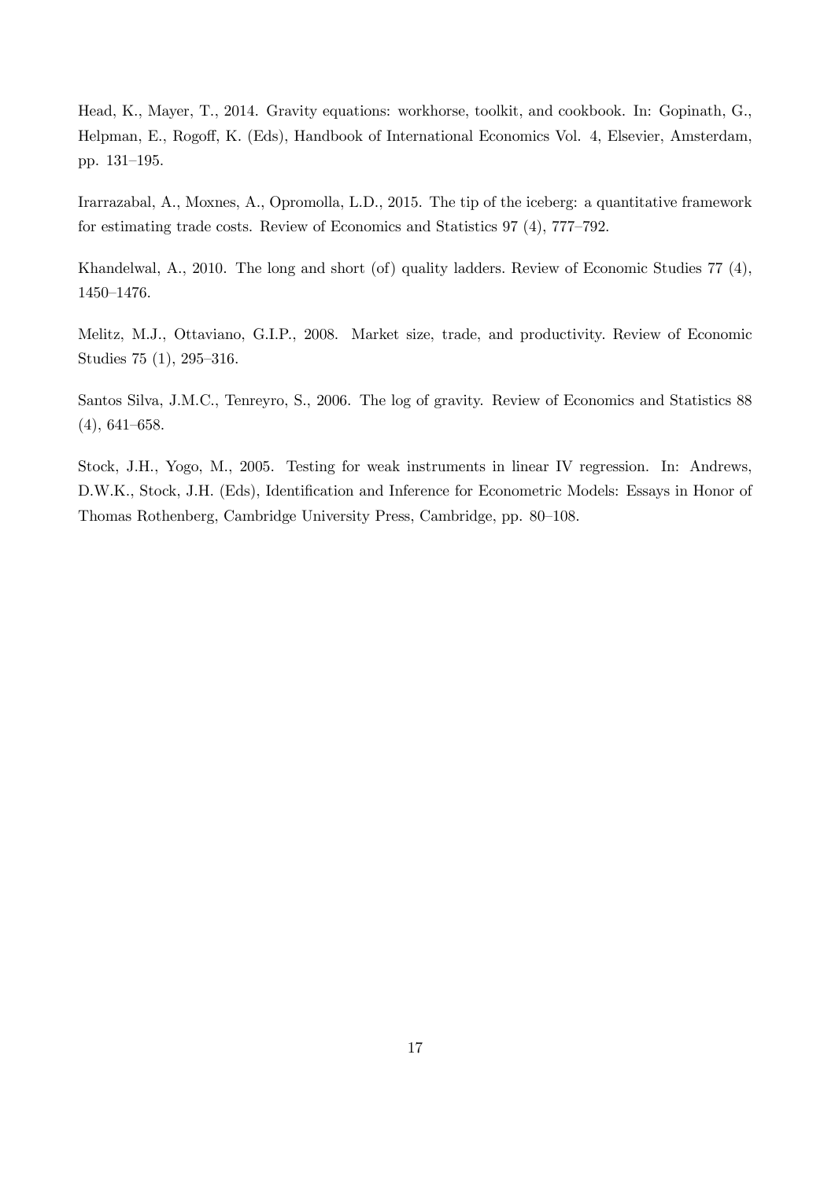Head, K., Mayer, T., 2014. Gravity equations: workhorse, toolkit, and cookbook. In: Gopinath, G., Helpman, E., Rogoff, K. (Eds), Handbook of International Economics Vol. 4, Elsevier, Amsterdam, pp. 131–195.

Irarrazabal, A., Moxnes, A., Opromolla, L.D., 2015. The tip of the iceberg: a quantitative framework for estimating trade costs. Review of Economics and Statistics 97 (4), 777–792.

Khandelwal, A., 2010. The long and short (of) quality ladders. Review of Economic Studies 77 (4), 1450–1476.

Melitz, M.J., Ottaviano, G.I.P., 2008. Market size, trade, and productivity. Review of Economic Studies 75 (1), 295–316.

Santos Silva, J.M.C., Tenreyro, S., 2006. The log of gravity. Review of Economics and Statistics 88 (4), 641–658.

Stock, J.H., Yogo, M., 2005. Testing for weak instruments in linear IV regression. In: Andrews, D.W.K., Stock, J.H. (Eds), Identification and Inference for Econometric Models: Essays in Honor of Thomas Rothenberg, Cambridge University Press, Cambridge, pp. 80–108.